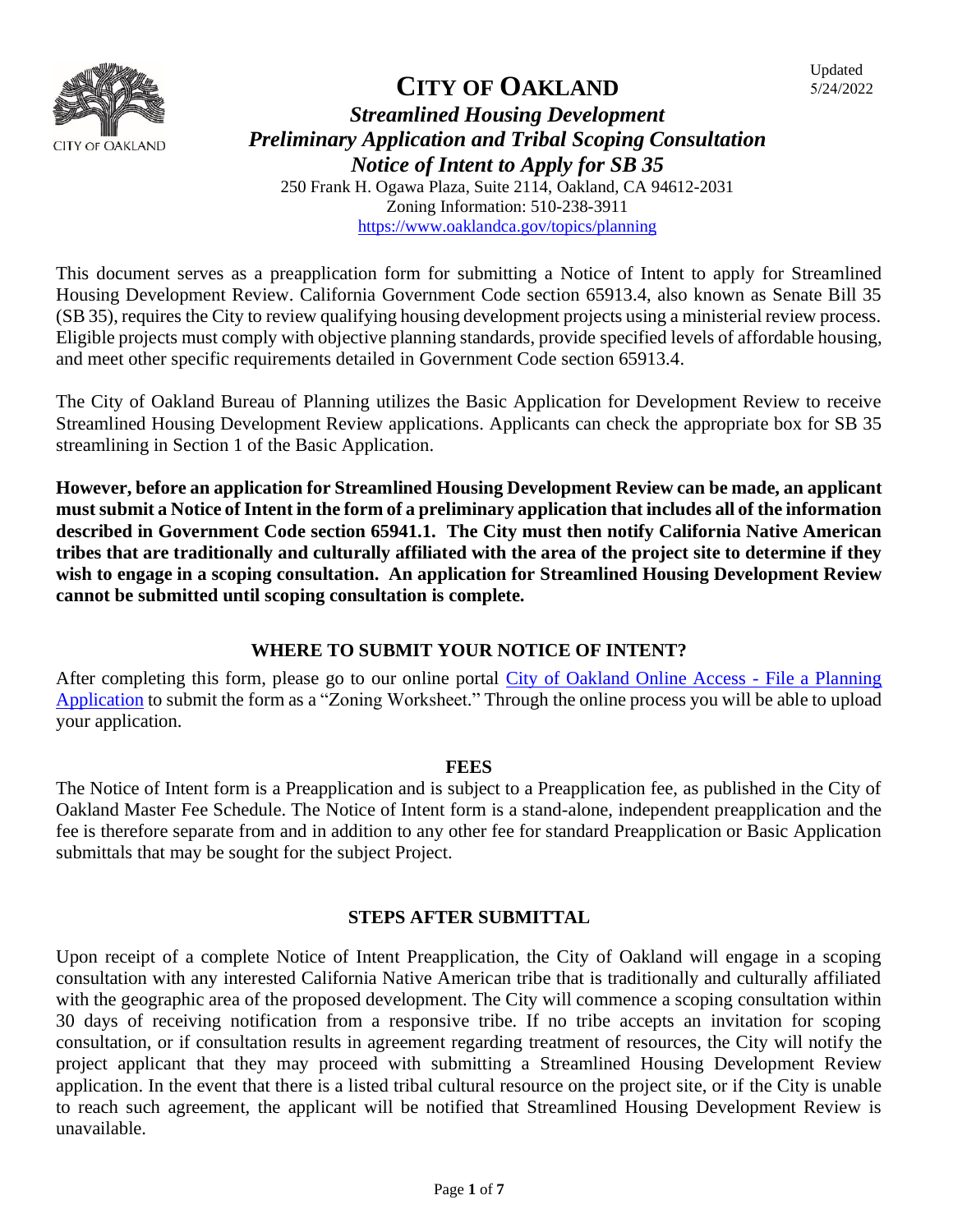Updated 5/24/2022

# CITY OF OAKLAND

## *Streamlined Housing Development Preliminary Application and Tribal Scoping Consultation Notice of Intent to Apply for SB 35*

250 Frank H. Ogawa Plaza, Suite 2114, Oakland, CA 94612-2031
Zoning Information: 510-238-3911
https://www.oaklandca.gov/topics/planning

This document serves as a preapplication form for submitting a Notice of Intent to apply for Streamlined Housing Development Review. California Government Code section 65913.4, also known as Senate Bill 35 (SB 35), requires the City to review qualifying housing development projects using a ministerial review process. Eligible projects must comply with objective planning standards, provide specified levels of affordable housing, and meet other specific requirements detailed in Government Code section 65913.4.

The City of Oakland Bureau of Planning utilizes the Basic Application for Development Review to receive Streamlined Housing Development Review applications. Applicants can check the appropriate box for SB 35 streamlining in Section 1 of the Basic Application.

**However, before an application for Streamlined Housing Development Review can be made, an applicant must submit a Notice of Intent in the form of a preliminary application that includes all of the information described in Government Code section 65941.1. The City must then notify California Native American tribes that are traditionally and culturally affiliated with the area of the project site to determine if they wish to engage in a scoping consultation. An application for Streamlined Housing Development Review cannot be submitted until scoping consultation is complete.**

### WHERE TO SUBMIT YOUR NOTICE OF INTENT?

After completing this form, please go to our online portal City of Oakland Online Access - File a Planning Application to submit the form as a "Zoning Worksheet." Through the online process you will be able to upload your application.

### FEES

The Notice of Intent form is a Preapplication and is subject to a Preapplication fee, as published in the City of Oakland Master Fee Schedule. The Notice of Intent form is a stand-alone, independent preapplication and the fee is therefore separate from and in addition to any other fee for standard Preapplication or Basic Application submittals that may be sought for the subject Project.

### STEPS AFTER SUBMITTAL

Upon receipt of a complete Notice of Intent Preapplication, the City of Oakland will engage in a scoping consultation with any interested California Native American tribe that is traditionally and culturally affiliated with the geographic area of the proposed development. The City will commence a scoping consultation within 30 days of receiving notification from a responsive tribe. If no tribe accepts an invitation for scoping consultation, or if consultation results in agreement regarding treatment of resources, the City will notify the project applicant that they may proceed with submitting a Streamlined Housing Development Review application. In the event that there is a listed tribal cultural resource on the project site, or if the City is unable to reach such agreement, the applicant will be notified that Streamlined Housing Development Review is unavailable.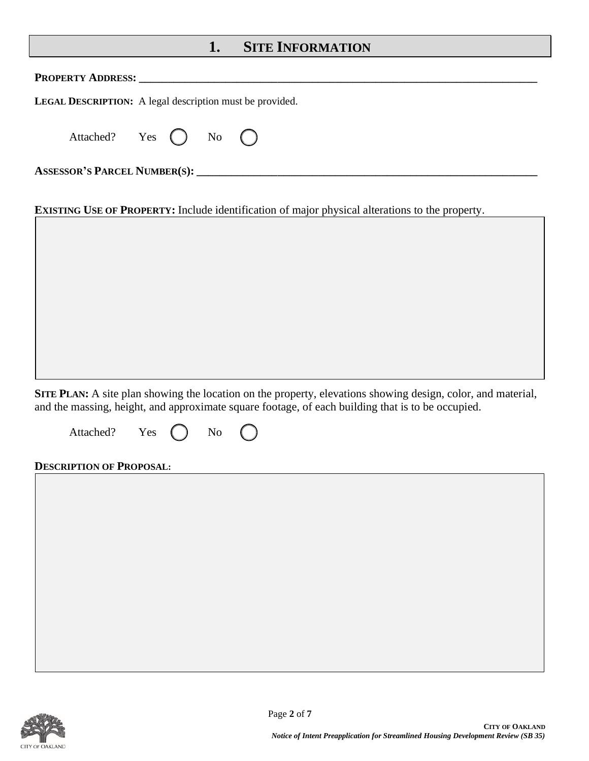## 1. Site Information

**PROPERTY ADDRESS:** ___________________________________________________________________

**LEGAL DESCRIPTION:** A legal description must be provided.

Attached? Yes ◯ No ◯

**ASSESSOR'S PARCEL NUMBER(S):** ___________________________________________________________

**EXISTING USE OF PROPERTY:** Include identification of major physical alterations to the property.

**SITE PLAN:** A site plan showing the location on the property, elevations showing design, color, and material, and the massing, height, and approximate square footage, of each building that is to be occupied.

Attached? Yes ◯ No ◯

**DESCRIPTION OF PROPOSAL:**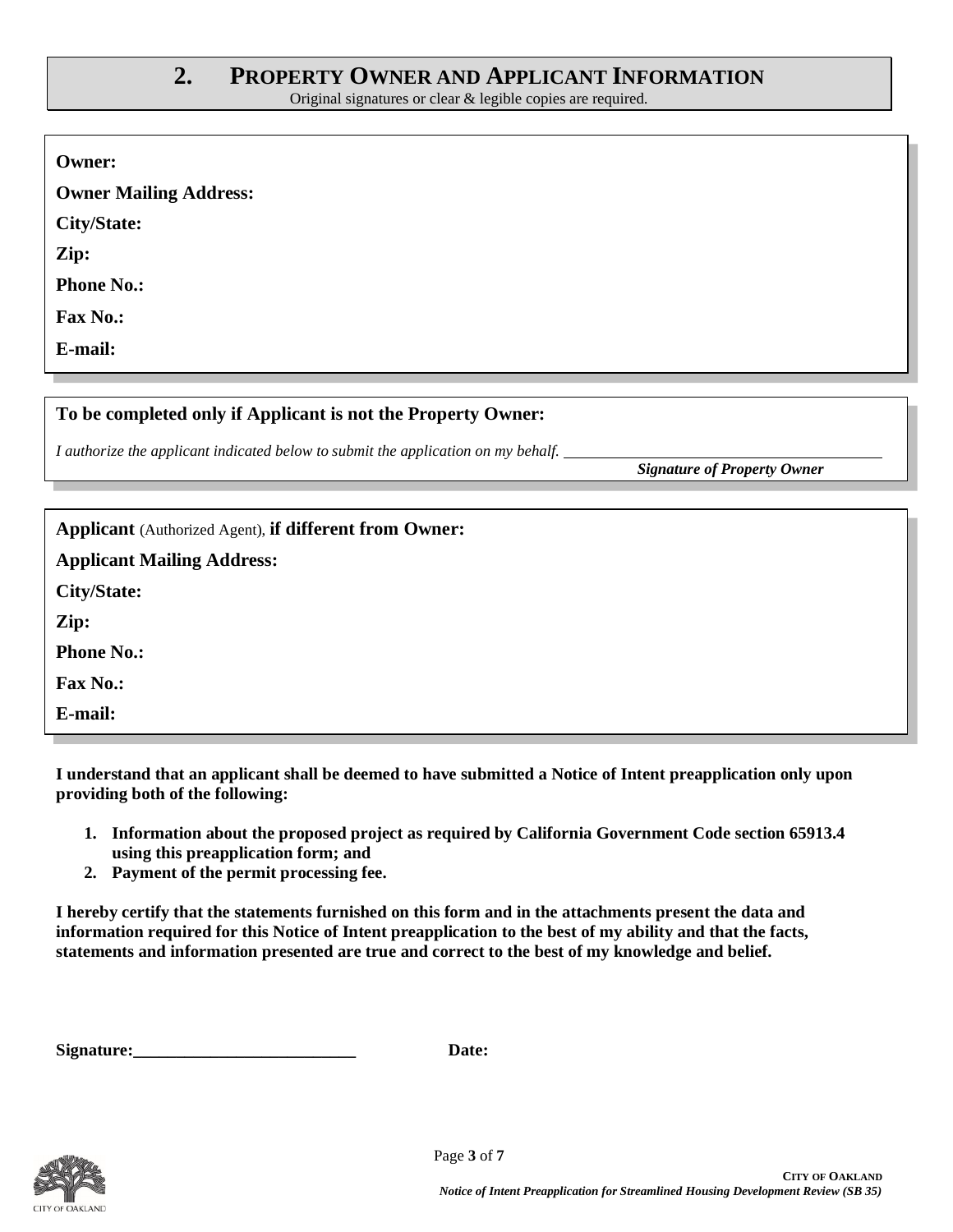## 2. PROPERTY OWNER AND APPLICANT INFORMATION

Original signatures or clear & legible copies are required.

**Owner:**

**Owner Mailing Address:**

**City/State:**

**Zip:**

**Phone No.:**

**Fax No.:**

**E-mail:**

**To be completed only if Applicant is not the Property Owner:**

*I authorize the applicant indicated below to submit the application on my behalf.* ______________________________

***Signature of Property Owner***

**Applicant** (Authorized Agent), **if different from Owner:**

**Applicant Mailing Address:**

**City/State:**

**Zip:**

**Phone No.:**

**Fax No.:**

**E-mail:**

**I understand that an applicant shall be deemed to have submitted a Notice of Intent preapplication only upon providing both of the following:**

1. **Information about the proposed project as required by California Government Code section 65913.4 using this preapplication form; and**
2. **Payment of the permit processing fee.**

**I hereby certify that the statements furnished on this form and in the attachments present the data and information required for this Notice of Intent preapplication to the best of my ability and that the facts, statements and information presented are true and correct to the best of my knowledge and belief.**

**Signature:**__________________________ **Date:**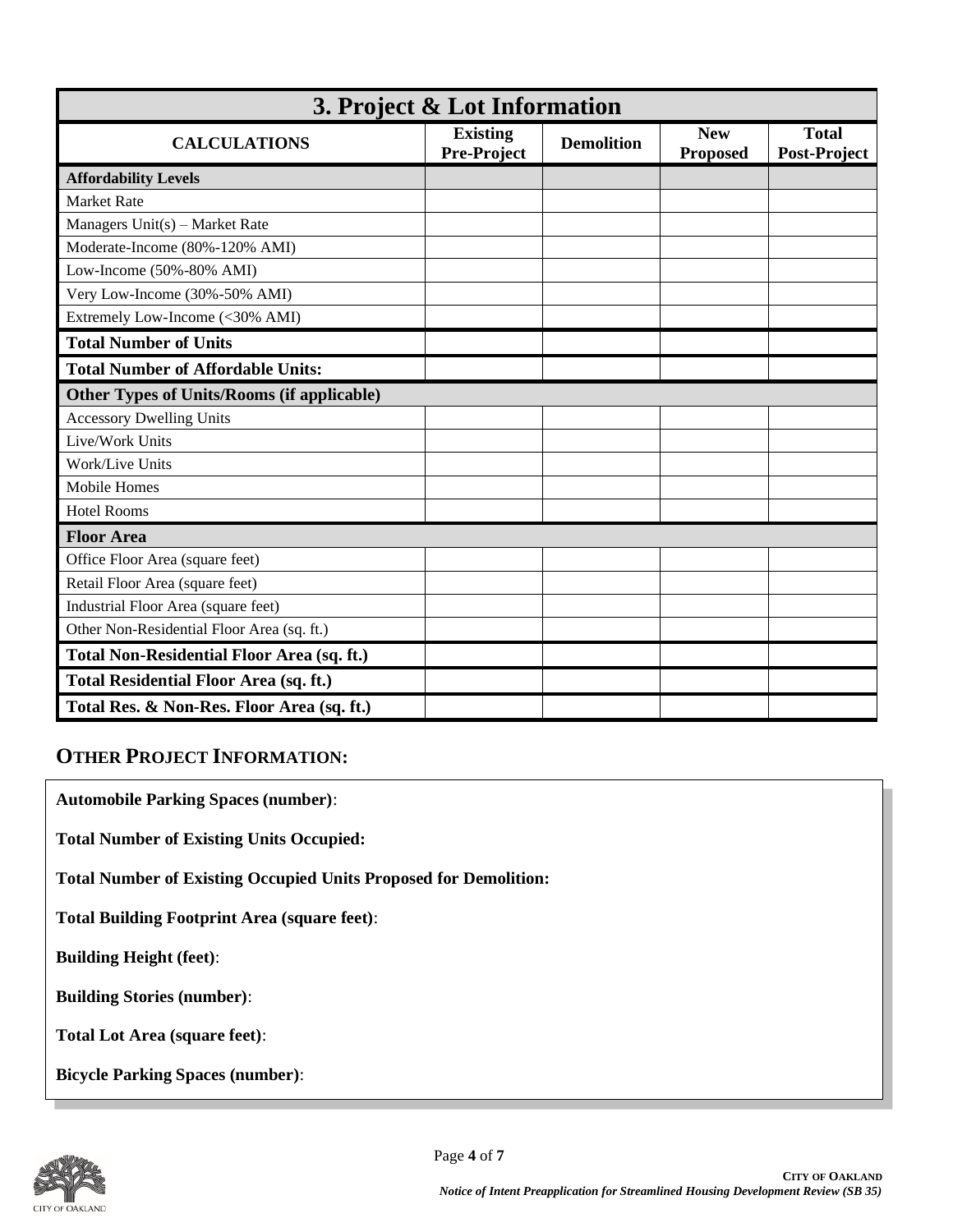## 3. Project & Lot Information

| CALCULATIONS | Existing Pre-Project | Demolition | New Proposed | Total Post-Project |
|---|---|---|---|---|
| **Affordability Levels** | | | | |
| Market Rate | | | | |
| Managers Unit(s) – Market Rate | | | | |
| Moderate-Income (80%-120% AMI) | | | | |
| Low-Income (50%-80% AMI) | | | | |
| Very Low-Income (30%-50% AMI) | | | | |
| Extremely Low-Income (<30% AMI) | | | | |
| **Total Number of Units** | | | | |
| **Total Number of Affordable Units:** | | | | |
| **Other Types of Units/Rooms (if applicable)** | | | | |
| Accessory Dwelling Units | | | | |
| Live/Work Units | | | | |
| Work/Live Units | | | | |
| Mobile Homes | | | | |
| Hotel Rooms | | | | |
| **Floor Area** | | | | |
| Office Floor Area (square feet) | | | | |
| Retail Floor Area (square feet) | | | | |
| Industrial Floor Area (square feet) | | | | |
| Other Non-Residential Floor Area (sq. ft.) | | | | |
| **Total Non-Residential Floor Area (sq. ft.)** | | | | |
| **Total Residential Floor Area (sq. ft.)** | | | | |
| **Total Res. & Non-Res. Floor Area (sq. ft.)** | | | | |

### OTHER PROJECT INFORMATION:

**Automobile Parking Spaces (number)**:

**Total Number of Existing Units Occupied:**

**Total Number of Existing Occupied Units Proposed for Demolition:**

**Total Building Footprint Area (square feet)**:

**Building Height (feet)**:

**Building Stories (number)**:

**Total Lot Area (square feet)**:

**Bicycle Parking Spaces (number)**: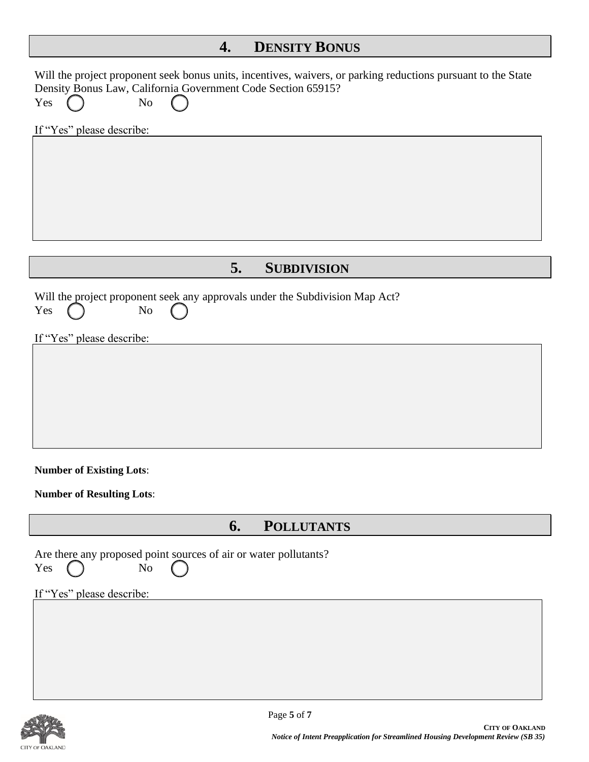## 4. DENSITY BONUS

Will the project proponent seek bonus units, incentives, waivers, or parking reductions pursuant to the State Density Bonus Law, California Government Code Section 65915?

Yes ◯ No ◯

If "Yes" please describe:

## 5. SUBDIVISION

Will the project proponent seek any approvals under the Subdivision Map Act?

Yes ◯ No ◯

If "Yes" please describe:

**Number of Existing Lots**:

**Number of Resulting Lots**:

## 6. POLLUTANTS

Are there any proposed point sources of air or water pollutants?

Yes ◯ No ◯

If "Yes" please describe: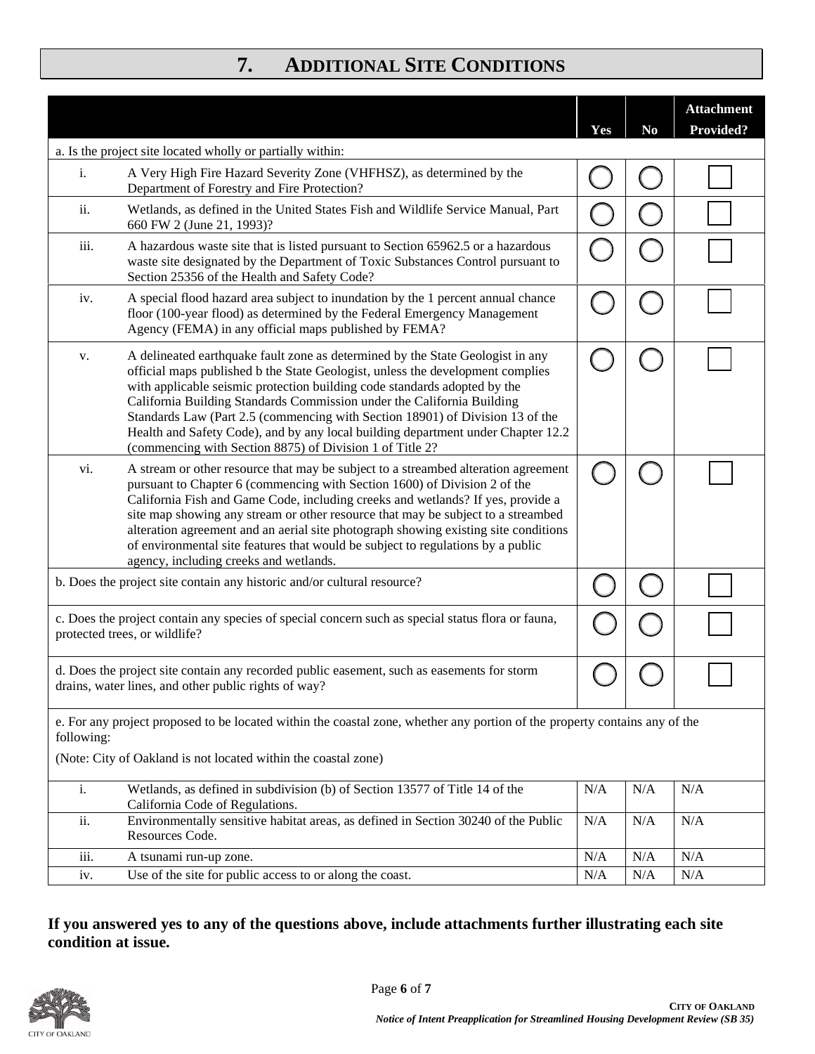# 7. ADDITIONAL SITE CONDITIONS

| | | Yes | No | Attachment Provided? |
|---|---|---|---|---|
| a. Is the project site located wholly or partially within: | | | | |
| i. | A Very High Fire Hazard Severity Zone (VHFHSZ), as determined by the Department of Forestry and Fire Protection? | ◯ | ◯ | ☐ |
| ii. | Wetlands, as defined in the United States Fish and Wildlife Service Manual, Part 660 FW 2 (June 21, 1993)? | ◯ | ◯ | ☐ |
| iii. | A hazardous waste site that is listed pursuant to Section 65962.5 or a hazardous waste site designated by the Department of Toxic Substances Control pursuant to Section 25356 of the Health and Safety Code? | ◯ | ◯ | ☐ |
| iv. | A special flood hazard area subject to inundation by the 1 percent annual chance floor (100-year flood) as determined by the Federal Emergency Management Agency (FEMA) in any official maps published by FEMA? | ◯ | ◯ | ☐ |
| v. | A delineated earthquake fault zone as determined by the State Geologist in any official maps published b the State Geologist, unless the development complies with applicable seismic protection building code standards adopted by the California Building Standards Commission under the California Building Standards Law (Part 2.5 (commencing with Section 18901) of Division 13 of the Health and Safety Code), and by any local building department under Chapter 12.2 (commencing with Section 8875) of Division 1 of Title 2? | ◯ | ◯ | ☐ |
| vi. | A stream or other resource that may be subject to a streambed alteration agreement pursuant to Chapter 6 (commencing with Section 1600) of Division 2 of the California Fish and Game Code, including creeks and wetlands? If yes, provide a site map showing any stream or other resource that may be subject to a streambed alteration agreement and an aerial site photograph showing existing site conditions of environmental site features that would be subject to regulations by a public agency, including creeks and wetlands. | ◯ | ◯ | ☐ |
| b. Does the project site contain any historic and/or cultural resource? | | ◯ | ◯ | ☐ |
| c. Does the project contain any species of special concern such as special status flora or fauna, protected trees, or wildlife? | | ◯ | ◯ | ☐ |
| d. Does the project site contain any recorded public easement, such as easements for storm drains, water lines, and other public rights of way? | | ◯ | ◯ | ☐ |
| e. For any project proposed to be located within the coastal zone, whether any portion of the property contains any of the following: (Note: City of Oakland is not located within the coastal zone) | | | | |
| i. | Wetlands, as defined in subdivision (b) of Section 13577 of Title 14 of the California Code of Regulations. | N/A | N/A | N/A |
| ii. | Environmentally sensitive habitat areas, as defined in Section 30240 of the Public Resources Code. | N/A | N/A | N/A |
| iii. | A tsunami run-up zone. | N/A | N/A | N/A |
| iv. | Use of the site for public access to or along the coast. | N/A | N/A | N/A |

**If you answered yes to any of the questions above, include attachments further illustrating each site condition at issue.**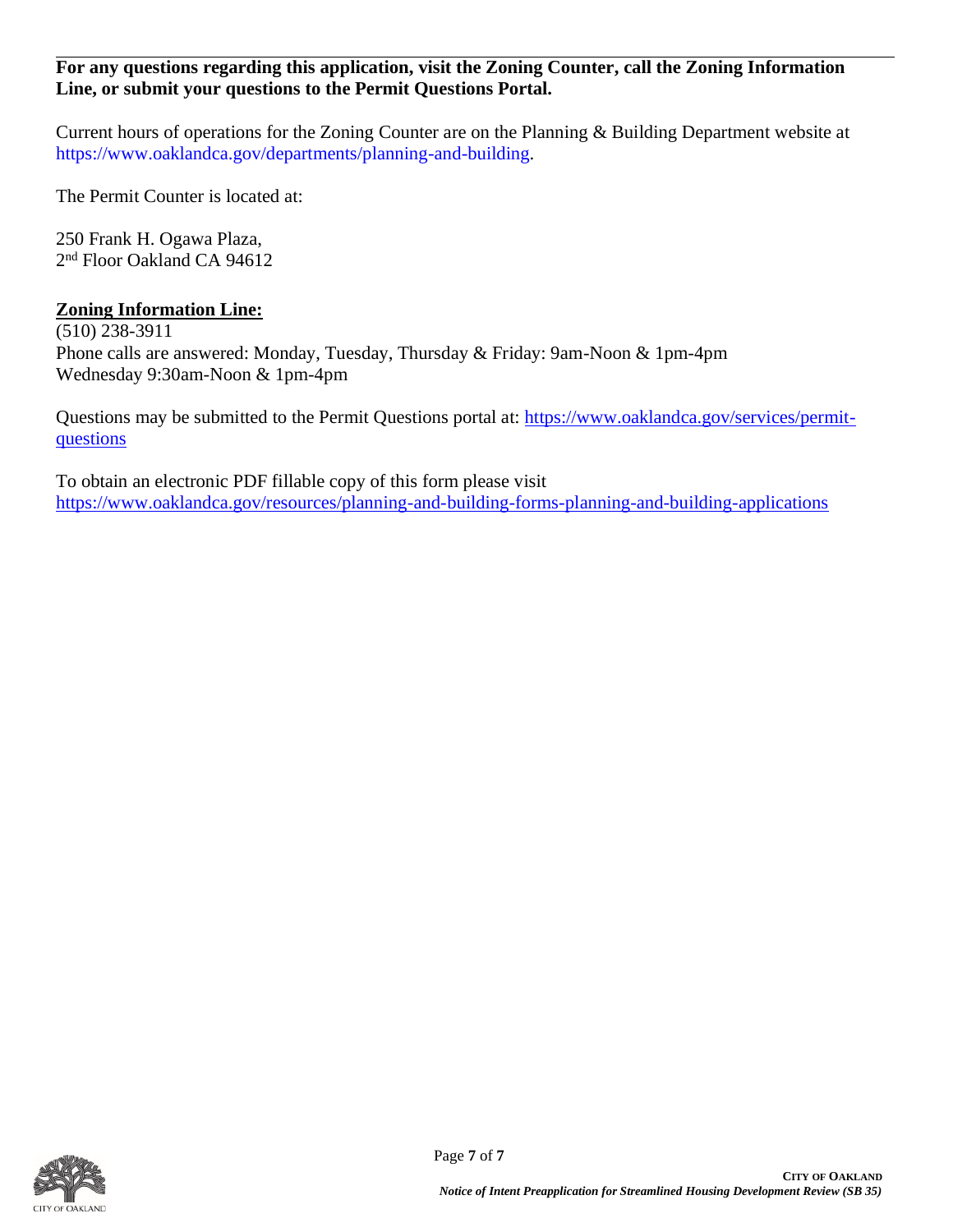**For any questions regarding this application, visit the Zoning Counter, call the Zoning Information Line, or submit your questions to the Permit Questions Portal.**

Current hours of operations for the Zoning Counter are on the Planning & Building Department website at https://www.oaklandca.gov/departments/planning-and-building.

The Permit Counter is located at:

250 Frank H. Ogawa Plaza,
2nd Floor Oakland CA 94612

**Zoning Information Line:**
(510) 238-3911
Phone calls are answered: Monday, Tuesday, Thursday & Friday: 9am-Noon & 1pm-4pm
Wednesday 9:30am-Noon & 1pm-4pm

Questions may be submitted to the Permit Questions portal at: https://www.oaklandca.gov/services/permit-questions

To obtain an electronic PDF fillable copy of this form please visit
https://www.oaklandca.gov/resources/planning-and-building-forms-planning-and-building-applications